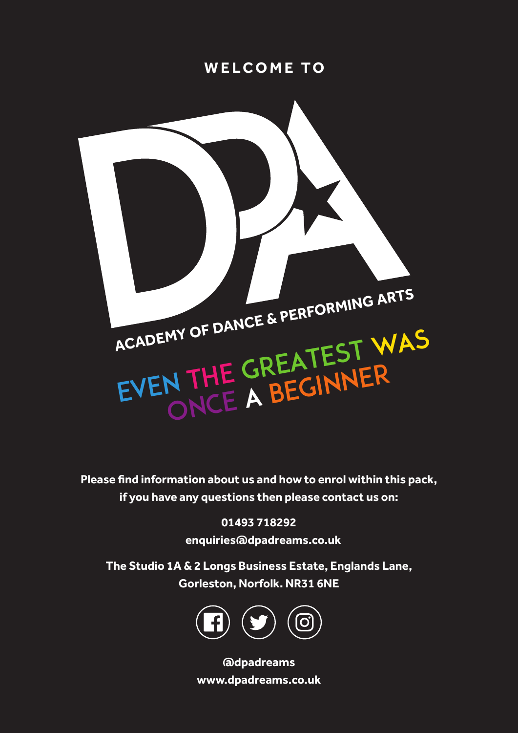**WELCOME TO**

# DPA

## ACADEMY OF DANCE & PERFORMING ARTS

EVEN THE GREATEST WAS ONCE A BEGINNER

**Please find information about us and how to enrol within this pack, if you have any questions then please contact us on:**

**01493 718292**

**enquiries@dpadreams.co.uk**

**The Studio 1A & 2 Longs Business Estate, Englands Lane, Gorleston, Norfolk. NR31 6NE**

**@dpadreams**

**www.dpadreams.co.uk**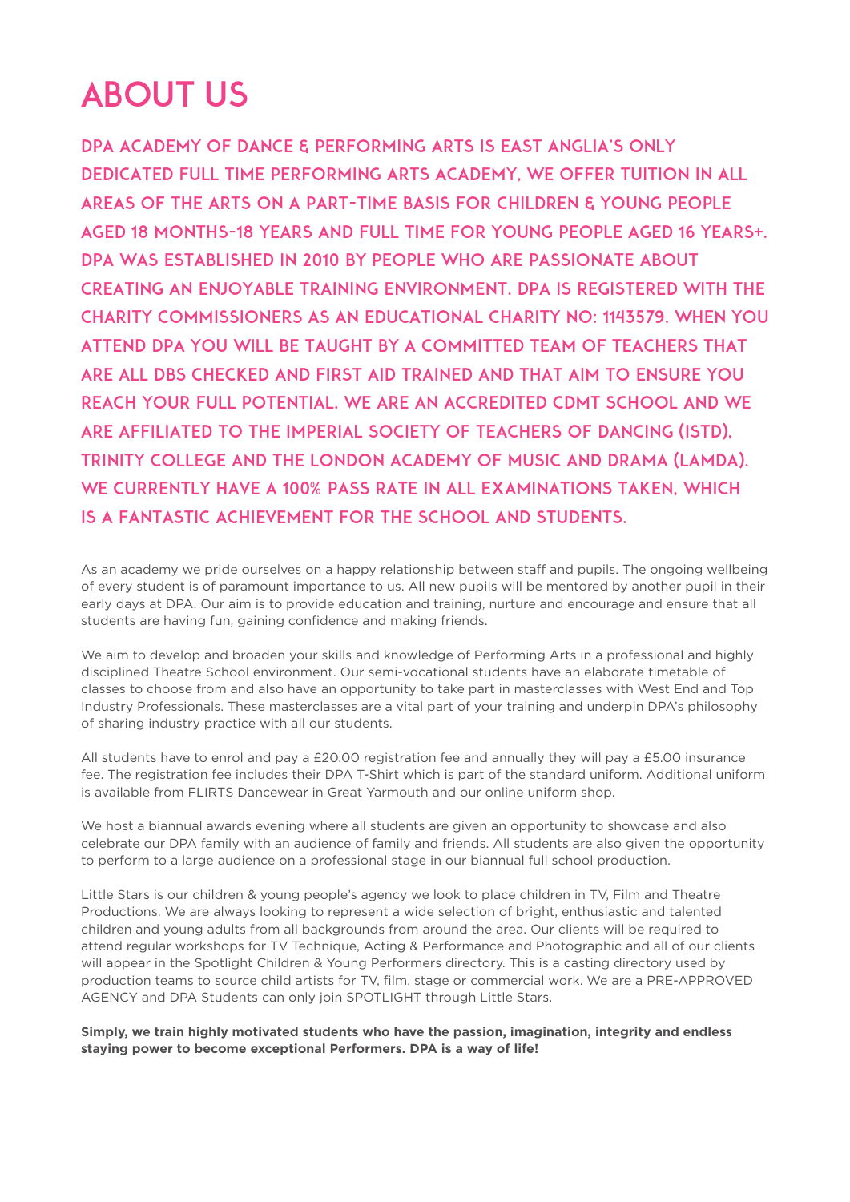# ABOUT US

**DPA ACADEMY OF DANCE & PERFORMING ARTS IS EAST ANGLIA'S ONLY DEDICATED FULL TIME PERFORMING ARTS ACADEMY, WE OFFER TUITION IN ALL AREAS OF THE ARTS ON A PART-TIME BASIS FOR CHILDREN & YOUNG PEOPLE AGED 18 MONTHS-18 YEARS AND FULL TIME FOR YOUNG PEOPLE AGED 16 YEARS+. DPA WAS ESTABLISHED IN 2010 BY PEOPLE WHO ARE PASSIONATE ABOUT CREATING AN ENJOYABLE TRAINING ENVIRONMENT. DPA IS REGISTERED WITH THE CHARITY COMMISSIONERS AS AN EDUCATIONAL CHARITY NO: 1143579. WHEN YOU ATTEND DPA YOU WILL BE TAUGHT BY A COMMITTED TEAM OF TEACHERS THAT ARE ALL DBS CHECKED AND FIRST AID TRAINED AND THAT AIM TO ENSURE YOU REACH YOUR FULL POTENTIAL. WE ARE AN ACCREDITED CDMT SCHOOL AND WE ARE AFFILIATED TO THE IMPERIAL SOCIETY OF TEACHERS OF DANCING (ISTD), TRINITY COLLEGE AND THE LONDON ACADEMY OF MUSIC AND DRAMA (LAMDA). WE CURRENTLY HAVE A 100% PASS RATE IN ALL EXAMINATIONS TAKEN, WHICH IS A FANTASTIC ACHIEVEMENT FOR THE SCHOOL AND STUDENTS.**

As an academy we pride ourselves on a happy relationship between staff and pupils. The ongoing wellbeing of every student is of paramount importance to us. All new pupils will be mentored by another pupil in their early days at DPA. Our aim is to provide education and training, nurture and encourage and ensure that all students are having fun, gaining confidence and making friends.

We aim to develop and broaden your skills and knowledge of Performing Arts in a professional and highly disciplined Theatre School environment. Our semi-vocational students have an elaborate timetable of classes to choose from and also have an opportunity to take part in masterclasses with West End and Top Industry Professionals. These masterclasses are a vital part of your training and underpin DPA's philosophy of sharing industry practice with all our students.

All students have to enrol and pay a £20.00 registration fee and annually they will pay a £5.00 insurance fee. The registration fee includes their DPA T-Shirt which is part of the standard uniform. Additional uniform is available from FLIRTS Dancewear in Great Yarmouth and our online uniform shop.

We host a biannual awards evening where all students are given an opportunity to showcase and also celebrate our DPA family with an audience of family and friends. All students are also given the opportunity to perform to a large audience on a professional stage in our biannual full school production.

Little Stars is our children & young people's agency we look to place children in TV, Film and Theatre Productions. We are always looking to represent a wide selection of bright, enthusiastic and talented children and young adults from all backgrounds from around the area. Our clients will be required to attend regular workshops for TV Technique, Acting & Performance and Photographic and all of our clients will appear in the Spotlight Children & Young Performers directory. This is a casting directory used by production teams to source child artists for TV, film, stage or commercial work. We are a PRE-APPROVED AGENCY and DPA Students can only join SPOTLIGHT through Little Stars.

**Simply, we train highly motivated students who have the passion, imagination, integrity and endless staying power to become exceptional Performers. DPA is a way of life!**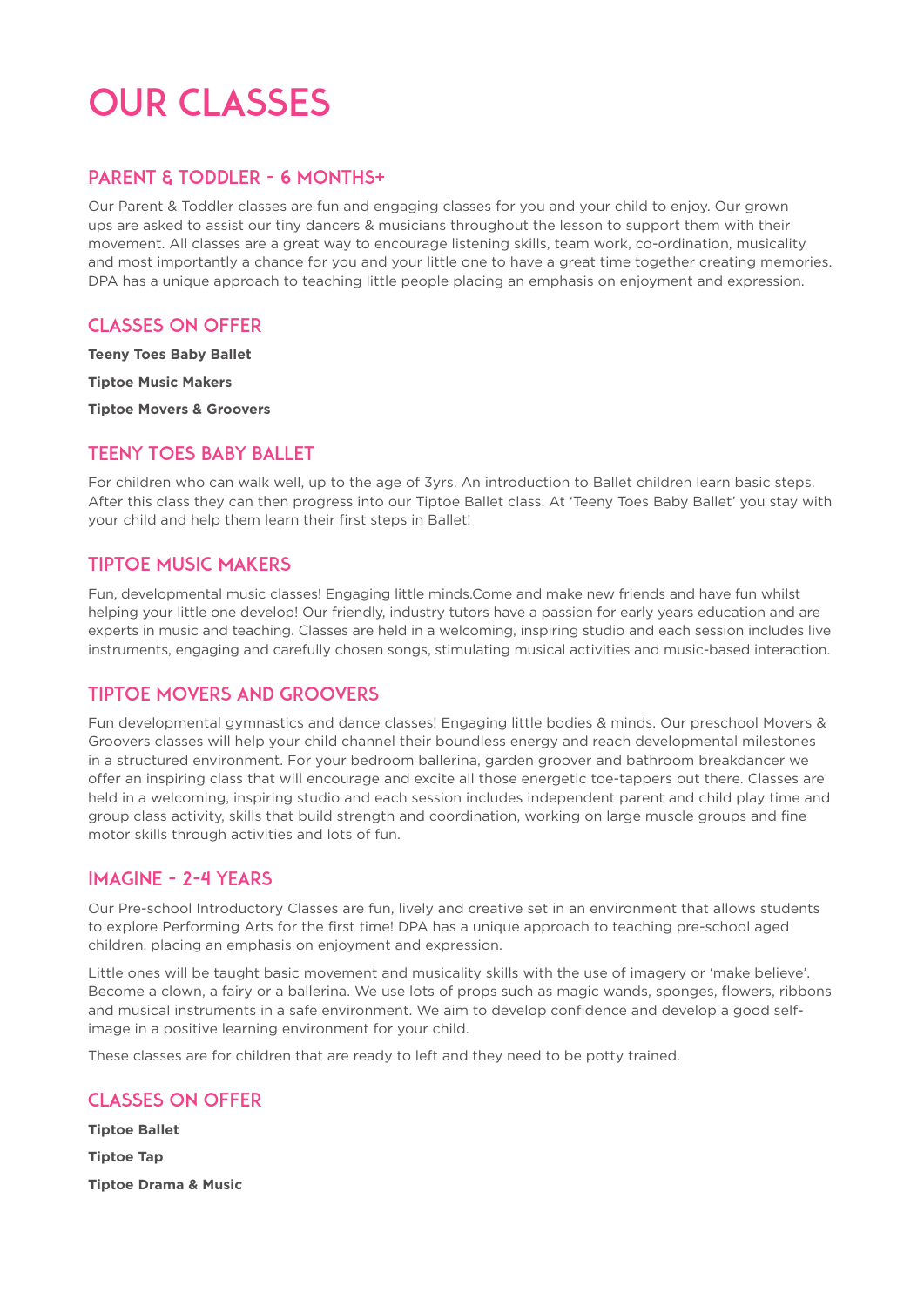# OUR CLASSES

## PARENT & TODDLER - 6 MONTHS+

Our Parent & Toddler classes are fun and engaging classes for you and your child to enjoy. Our grown ups are asked to assist our tiny dancers & musicians throughout the lesson to support them with their movement. All classes are a great way to encourage listening skills, team work, co-ordination, musicality and most importantly a chance for you and your little one to have a great time together creating memories. DPA has a unique approach to teaching little people placing an emphasis on enjoyment and expression.

## CLASSES ON OFFER

**Teeny Toes Baby Ballet**

**Tiptoe Music Makers**

**Tiptoe Movers & Groovers**

## TEENY TOES BABY BALLET

For children who can walk well, up to the age of 3yrs. An introduction to Ballet children learn basic steps. After this class they can then progress into our Tiptoe Ballet class. At 'Teeny Toes Baby Ballet' you stay with your child and help them learn their first steps in Ballet!

## TIPTOE MUSIC MAKERS

Fun, developmental music classes! Engaging little minds.Come and make new friends and have fun whilst helping your little one develop! Our friendly, industry tutors have a passion for early years education and are experts in music and teaching. Classes are held in a welcoming, inspiring studio and each session includes live instruments, engaging and carefully chosen songs, stimulating musical activities and music-based interaction.

## TIPTOE MOVERS AND GROOVERS

Fun developmental gymnastics and dance classes! Engaging little bodies & minds. Our preschool Movers & Groovers classes will help your child channel their boundless energy and reach developmental milestones in a structured environment. For your bedroom ballerina, garden groover and bathroom breakdancer we offer an inspiring class that will encourage and excite all those energetic toe-tappers out there. Classes are held in a welcoming, inspiring studio and each session includes independent parent and child play time and group class activity, skills that build strength and coordination, working on large muscle groups and fine motor skills through activities and lots of fun.

## IMAGINE - 2-4 YEARS

Our Pre-school Introductory Classes are fun, lively and creative set in an environment that allows students to explore Performing Arts for the first time! DPA has a unique approach to teaching pre-school aged children, placing an emphasis on enjoyment and expression.

Little ones will be taught basic movement and musicality skills with the use of imagery or 'make believe'. Become a clown, a fairy or a ballerina. We use lots of props such as magic wands, sponges, flowers, ribbons and musical instruments in a safe environment. We aim to develop confidence and develop a good self-image in a positive learning environment for your child.

These classes are for children that are ready to left and they need to be potty trained.

## CLASSES ON OFFER

**Tiptoe Ballet**

**Tiptoe Tap**

**Tiptoe Drama & Music**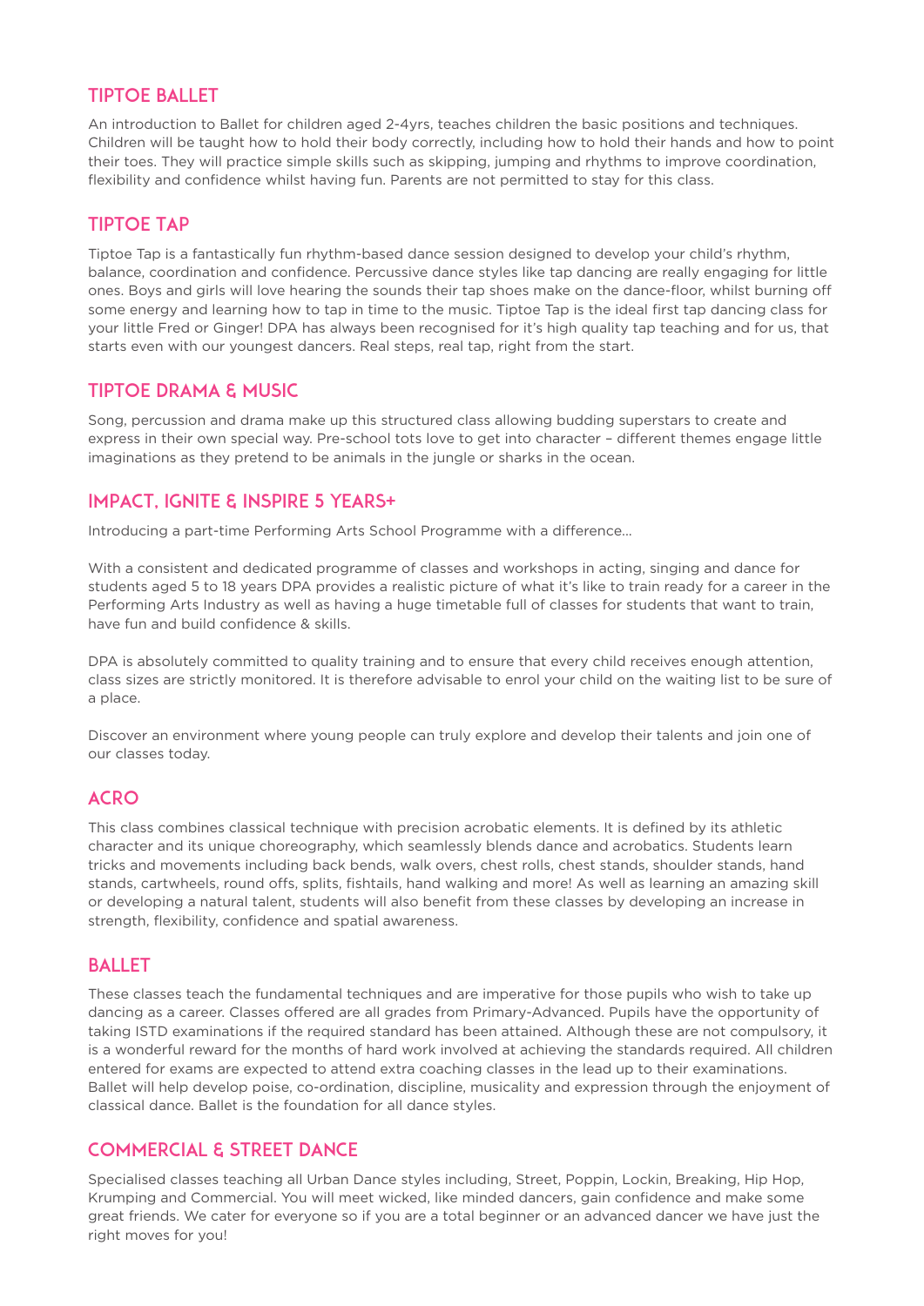## TIPTOE BALLET

An introduction to Ballet for children aged 2-4yrs, teaches children the basic positions and techniques. Children will be taught how to hold their body correctly, including how to hold their hands and how to point their toes. They will practice simple skills such as skipping, jumping and rhythms to improve coordination, flexibility and confidence whilst having fun. Parents are not permitted to stay for this class.

## TIPTOE TAP

Tiptoe Tap is a fantastically fun rhythm-based dance session designed to develop your child's rhythm, balance, coordination and confidence. Percussive dance styles like tap dancing are really engaging for little ones. Boys and girls will love hearing the sounds their tap shoes make on the dance-floor, whilst burning off some energy and learning how to tap in time to the music. Tiptoe Tap is the ideal first tap dancing class for your little Fred or Ginger! DPA has always been recognised for it's high quality tap teaching and for us, that starts even with our youngest dancers. Real steps, real tap, right from the start.

## TIPTOE DRAMA & MUSIC

Song, percussion and drama make up this structured class allowing budding superstars to create and express in their own special way. Pre-school tots love to get into character – different themes engage little imaginations as they pretend to be animals in the jungle or sharks in the ocean.

## IMPACT, IGNITE & INSPIRE 5 YEARS+

Introducing a part-time Performing Arts School Programme with a difference...

With a consistent and dedicated programme of classes and workshops in acting, singing and dance for students aged 5 to 18 years DPA provides a realistic picture of what it's like to train ready for a career in the Performing Arts Industry as well as having a huge timetable full of classes for students that want to train, have fun and build confidence & skills.

DPA is absolutely committed to quality training and to ensure that every child receives enough attention, class sizes are strictly monitored. It is therefore advisable to enrol your child on the waiting list to be sure of a place.

Discover an environment where young people can truly explore and develop their talents and join one of our classes today.

## ACRO

This class combines classical technique with precision acrobatic elements. It is defined by its athletic character and its unique choreography, which seamlessly blends dance and acrobatics. Students learn tricks and movements including back bends, walk overs, chest rolls, chest stands, shoulder stands, hand stands, cartwheels, round offs, splits, fishtails, hand walking and more! As well as learning an amazing skill or developing a natural talent, students will also benefit from these classes by developing an increase in strength, flexibility, confidence and spatial awareness.

## BALLET

These classes teach the fundamental techniques and are imperative for those pupils who wish to take up dancing as a career. Classes offered are all grades from Primary-Advanced. Pupils have the opportunity of taking ISTD examinations if the required standard has been attained. Although these are not compulsory, it is a wonderful reward for the months of hard work involved at achieving the standards required. All children entered for exams are expected to attend extra coaching classes in the lead up to their examinations. Ballet will help develop poise, co-ordination, discipline, musicality and expression through the enjoyment of classical dance. Ballet is the foundation for all dance styles.

## COMMERCIAL & STREET DANCE

Specialised classes teaching all Urban Dance styles including, Street, Poppin, Lockin, Breaking, Hip Hop, Krumping and Commercial. You will meet wicked, like minded dancers, gain confidence and make some great friends. We cater for everyone so if you are a total beginner or an advanced dancer we have just the right moves for you!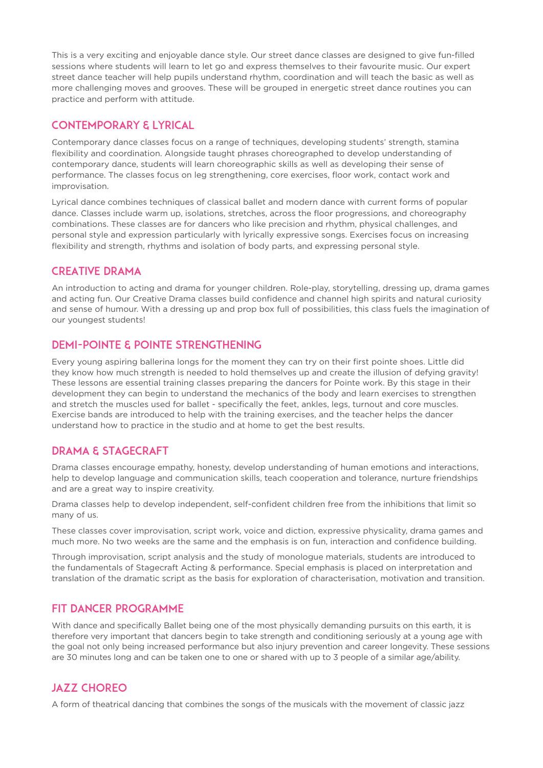This is a very exciting and enjoyable dance style. Our street dance classes are designed to give fun-filled sessions where students will learn to let go and express themselves to their favourite music. Our expert street dance teacher will help pupils understand rhythm, coordination and will teach the basic as well as more challenging moves and grooves. These will be grouped in energetic street dance routines you can practice and perform with attitude.

## CONTEMPORARY & LYRICAL

Contemporary dance classes focus on a range of techniques, developing students' strength, stamina flexibility and coordination. Alongside taught phrases choreographed to develop understanding of contemporary dance, students will learn choreographic skills as well as developing their sense of performance. The classes focus on leg strengthening, core exercises, floor work, contact work and improvisation.

Lyrical dance combines techniques of classical ballet and modern dance with current forms of popular dance. Classes include warm up, isolations, stretches, across the floor progressions, and choreography combinations. These classes are for dancers who like precision and rhythm, physical challenges, and personal style and expression particularly with lyrically expressive songs. Exercises focus on increasing flexibility and strength, rhythms and isolation of body parts, and expressing personal style.

## CREATIVE DRAMA

An introduction to acting and drama for younger children. Role-play, storytelling, dressing up, drama games and acting fun. Our Creative Drama classes build confidence and channel high spirits and natural curiosity and sense of humour. With a dressing up and prop box full of possibilities, this class fuels the imagination of our youngest students!

## DEMI-POINTE & POINTE STRENGTHENING

Every young aspiring ballerina longs for the moment they can try on their first pointe shoes. Little did they know how much strength is needed to hold themselves up and create the illusion of defying gravity! These lessons are essential training classes preparing the dancers for Pointe work. By this stage in their development they can begin to understand the mechanics of the body and learn exercises to strengthen and stretch the muscles used for ballet - specifically the feet, ankles, legs, turnout and core muscles. Exercise bands are introduced to help with the training exercises, and the teacher helps the dancer understand how to practice in the studio and at home to get the best results.

## DRAMA & STAGECRAFT

Drama classes encourage empathy, honesty, develop understanding of human emotions and interactions, help to develop language and communication skills, teach cooperation and tolerance, nurture friendships and are a great way to inspire creativity.

Drama classes help to develop independent, self-confident children free from the inhibitions that limit so many of us.

These classes cover improvisation, script work, voice and diction, expressive physicality, drama games and much more. No two weeks are the same and the emphasis is on fun, interaction and confidence building.

Through improvisation, script analysis and the study of monologue materials, students are introduced to the fundamentals of Stagecraft Acting & performance. Special emphasis is placed on interpretation and translation of the dramatic script as the basis for exploration of characterisation, motivation and transition.

## FIT DANCER PROGRAMME

With dance and specifically Ballet being one of the most physically demanding pursuits on this earth, it is therefore very important that dancers begin to take strength and conditioning seriously at a young age with the goal not only being increased performance but also injury prevention and career longevity. These sessions are 30 minutes long and can be taken one to one or shared with up to 3 people of a similar age/ability.

## JAZZ CHOREO

A form of theatrical dancing that combines the songs of the musicals with the movement of classic jazz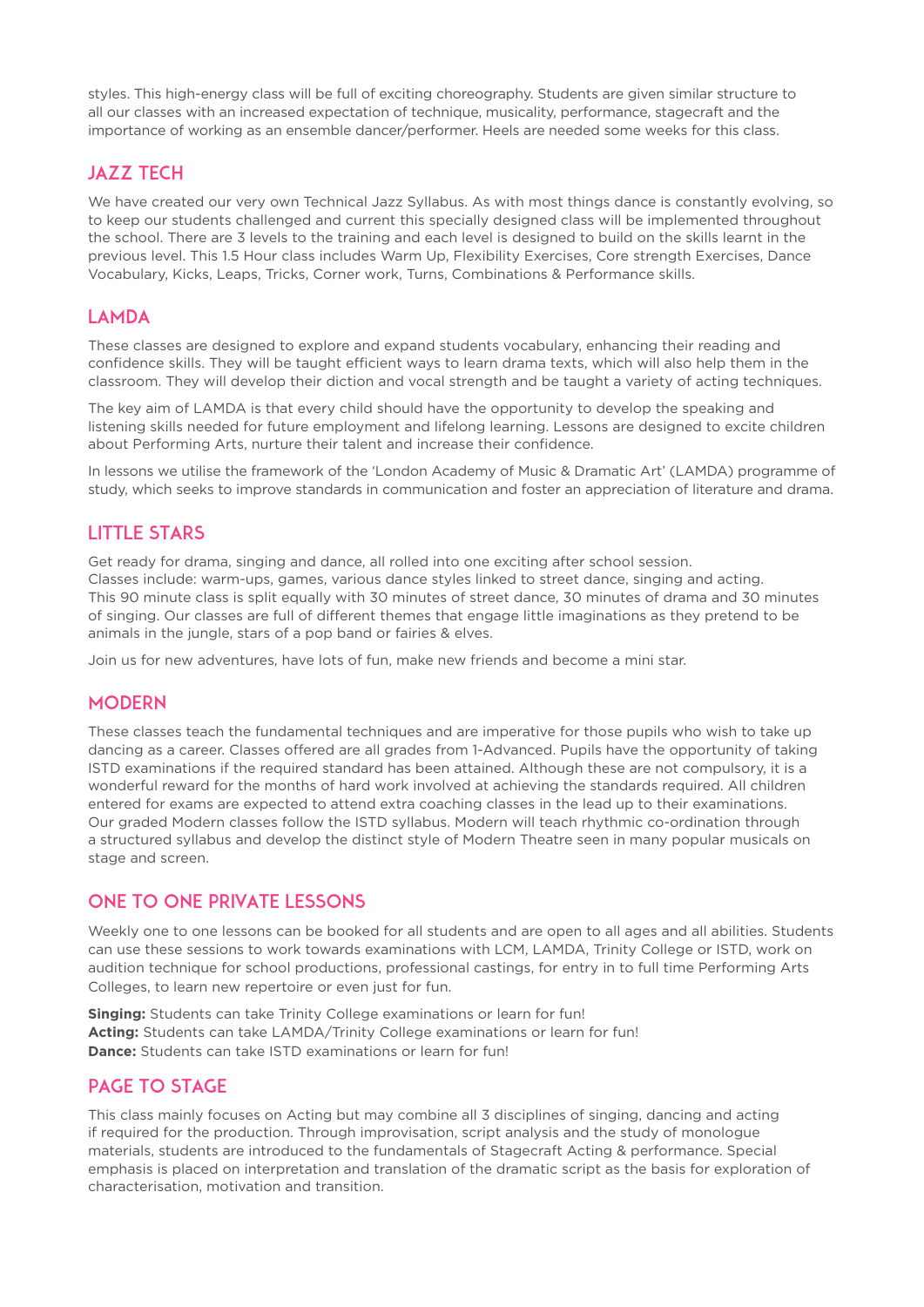styles. This high-energy class will be full of exciting choreography. Students are given similar structure to all our classes with an increased expectation of technique, musicality, performance, stagecraft and the importance of working as an ensemble dancer/performer. Heels are needed some weeks for this class.

## JAZZ TECH

We have created our very own Technical Jazz Syllabus. As with most things dance is constantly evolving, so to keep our students challenged and current this specially designed class will be implemented throughout the school. There are 3 levels to the training and each level is designed to build on the skills learnt in the previous level. This 1.5 Hour class includes Warm Up, Flexibility Exercises, Core strength Exercises, Dance Vocabulary, Kicks, Leaps, Tricks, Corner work, Turns, Combinations & Performance skills.

## LAMDA

These classes are designed to explore and expand students vocabulary, enhancing their reading and confidence skills. They will be taught efficient ways to learn drama texts, which will also help them in the classroom. They will develop their diction and vocal strength and be taught a variety of acting techniques.

The key aim of LAMDA is that every child should have the opportunity to develop the speaking and listening skills needed for future employment and lifelong learning. Lessons are designed to excite children about Performing Arts, nurture their talent and increase their confidence.

In lessons we utilise the framework of the 'London Academy of Music & Dramatic Art' (LAMDA) programme of study, which seeks to improve standards in communication and foster an appreciation of literature and drama.

## LITTLE STARS

Get ready for drama, singing and dance, all rolled into one exciting after school session.
Classes include: warm-ups, games, various dance styles linked to street dance, singing and acting.
This 90 minute class is split equally with 30 minutes of street dance, 30 minutes of drama and 30 minutes of singing. Our classes are full of different themes that engage little imaginations as they pretend to be animals in the jungle, stars of a pop band or fairies & elves.

Join us for new adventures, have lots of fun, make new friends and become a mini star.

## MODERN

These classes teach the fundamental techniques and are imperative for those pupils who wish to take up dancing as a career. Classes offered are all grades from 1-Advanced. Pupils have the opportunity of taking ISTD examinations if the required standard has been attained. Although these are not compulsory, it is a wonderful reward for the months of hard work involved at achieving the standards required. All children entered for exams are expected to attend extra coaching classes in the lead up to their examinations. Our graded Modern classes follow the ISTD syllabus. Modern will teach rhythmic co-ordination through a structured syllabus and develop the distinct style of Modern Theatre seen in many popular musicals on stage and screen.

## ONE TO ONE PRIVATE LESSONS

Weekly one to one lessons can be booked for all students and are open to all ages and all abilities. Students can use these sessions to work towards examinations with LCM, LAMDA, Trinity College or ISTD, work on audition technique for school productions, professional castings, for entry in to full time Performing Arts Colleges, to learn new repertoire or even just for fun.

**Singing:** Students can take Trinity College examinations or learn for fun!
**Acting:** Students can take LAMDA/Trinity College examinations or learn for fun!
**Dance:** Students can take ISTD examinations or learn for fun!

## PAGE TO STAGE

This class mainly focuses on Acting but may combine all 3 disciplines of singing, dancing and acting if required for the production. Through improvisation, script analysis and the study of monologue materials, students are introduced to the fundamentals of Stagecraft Acting & performance. Special emphasis is placed on interpretation and translation of the dramatic script as the basis for exploration of characterisation, motivation and transition.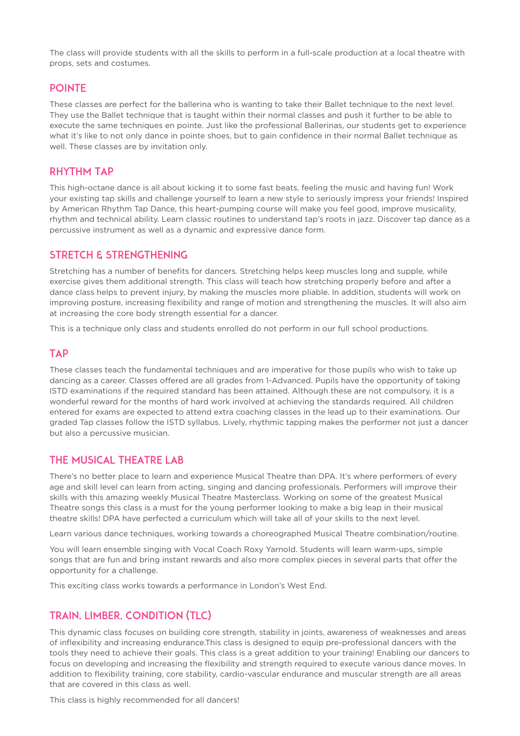The class will provide students with all the skills to perform in a full-scale production at a local theatre with props, sets and costumes.

## POINTE

These classes are perfect for the ballerina who is wanting to take their Ballet technique to the next level. They use the Ballet technique that is taught within their normal classes and push it further to be able to execute the same techniques en pointe. Just like the professional Ballerinas, our students get to experience what it's like to not only dance in pointe shoes, but to gain confidence in their normal Ballet technique as well. These classes are by invitation only.

## RHYTHM TAP

This high-octane dance is all about kicking it to some fast beats, feeling the music and having fun! Work your existing tap skills and challenge yourself to learn a new style to seriously impress your friends! Inspired by American Rhythm Tap Dance, this heart-pumping course will make you feel good, improve musicality, rhythm and technical ability. Learn classic routines to understand tap's roots in jazz. Discover tap dance as a percussive instrument as well as a dynamic and expressive dance form.

## STRETCH & STRENGTHENING

Stretching has a number of benefits for dancers. Stretching helps keep muscles long and supple, while exercise gives them additional strength. This class will teach how stretching properly before and after a dance class helps to prevent injury, by making the muscles more pliable. In addition, students will work on improving posture, increasing flexibility and range of motion and strengthening the muscles. It will also aim at increasing the core body strength essential for a dancer.

This is a technique only class and students enrolled do not perform in our full school productions.

## TAP

These classes teach the fundamental techniques and are imperative for those pupils who wish to take up dancing as a career. Classes offered are all grades from 1-Advanced. Pupils have the opportunity of taking ISTD examinations if the required standard has been attained. Although these are not compulsory, it is a wonderful reward for the months of hard work involved at achieving the standards required. All children entered for exams are expected to attend extra coaching classes in the lead up to their examinations. Our graded Tap classes follow the ISTD syllabus. Lively, rhythmic tapping makes the performer not just a dancer but also a percussive musician.

## THE MUSICAL THEATRE LAB

There's no better place to learn and experience Musical Theatre than DPA. It's where performers of every age and skill level can learn from acting, singing and dancing professionals. Performers will improve their skills with this amazing weekly Musical Theatre Masterclass. Working on some of the greatest Musical Theatre songs this class is a must for the young performer looking to make a big leap in their musical theatre skills! DPA have perfected a curriculum which will take all of your skills to the next level.

Learn various dance techniques, working towards a choreographed Musical Theatre combination/routine.

You will learn ensemble singing with Vocal Coach Roxy Yarnold. Students will learn warm-ups, simple songs that are fun and bring instant rewards and also more complex pieces in several parts that offer the opportunity for a challenge.

This exciting class works towards a performance in London's West End.

## TRAIN, LIMBER, CONDITION (TLC)

This dynamic class focuses on building core strength, stability in joints, awareness of weaknesses and areas of inflexibility and increasing endurance.This class is designed to equip pre-professional dancers with the tools they need to achieve their goals. This class is a great addition to your training! Enabling our dancers to focus on developing and increasing the flexibility and strength required to execute various dance moves. In addition to flexibility training, core stability, cardio-vascular endurance and muscular strength are all areas that are covered in this class as well.

This class is highly recommended for all dancers!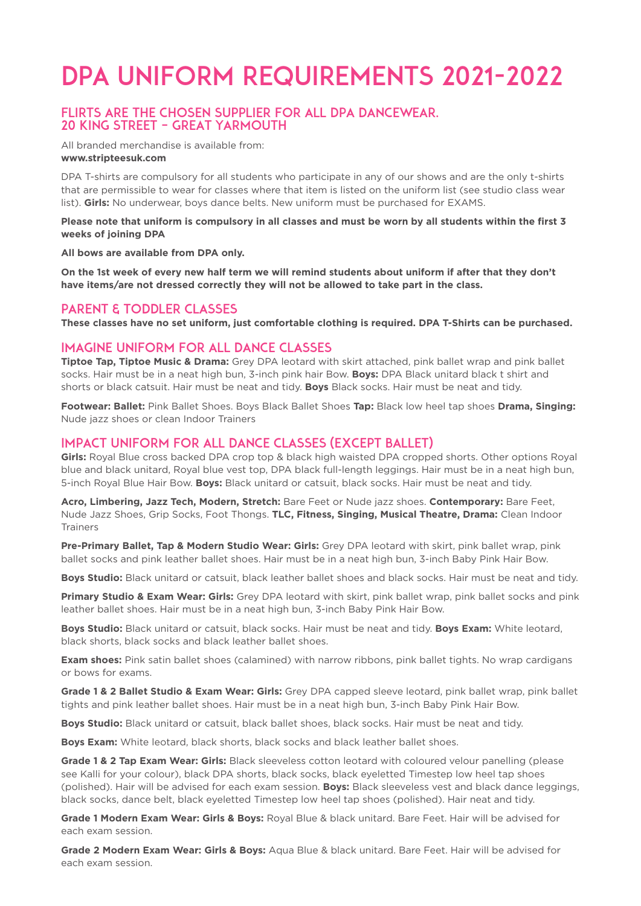# DPA UNIFORM REQUIREMENTS 2021-2022

## FLIRTS ARE THE CHOSEN SUPPLIER FOR ALL DPA DANCEWEAR. 20 KING STREET – GREAT YARMOUTH

All branded merchandise is available from:
**www.stripteesuk.com**

DPA T-shirts are compulsory for all students who participate in any of our shows and are the only t-shirts that are permissible to wear for classes where that item is listed on the uniform list (see studio class wear list). **Girls:** No underwear, boys dance belts. New uniform must be purchased for EXAMS.

**Please note that uniform is compulsory in all classes and must be worn by all students within the first 3 weeks of joining DPA**

**All bows are available from DPA only.**

**On the 1st week of every new half term we will remind students about uniform if after that they don't have items/are not dressed correctly they will not be allowed to take part in the class.**

## PARENT & TODDLER CLASSES

**These classes have no set uniform, just comfortable clothing is required. DPA T-Shirts can be purchased.**

## IMAGINE UNIFORM FOR ALL DANCE CLASSES

**Tiptoe Tap, Tiptoe Music & Drama:** Grey DPA leotard with skirt attached, pink ballet wrap and pink ballet socks. Hair must be in a neat high bun, 3-inch pink hair Bow. **Boys:** DPA Black unitard black t shirt and shorts or black catsuit. Hair must be neat and tidy. **Boys** Black socks. Hair must be neat and tidy.

**Footwear: Ballet:** Pink Ballet Shoes. Boys Black Ballet Shoes **Tap:** Black low heel tap shoes **Drama, Singing:** Nude jazz shoes or clean Indoor Trainers

## IMPACT UNIFORM FOR ALL DANCE CLASSES (EXCEPT BALLET)

**Girls:** Royal Blue cross backed DPA crop top & black high waisted DPA cropped shorts. Other options Royal blue and black unitard, Royal blue vest top, DPA black full-length leggings. Hair must be in a neat high bun, 5-inch Royal Blue Hair Bow. **Boys:** Black unitard or catsuit, black socks. Hair must be neat and tidy.

**Acro, Limbering, Jazz Tech, Modern, Stretch:** Bare Feet or Nude jazz shoes. **Contemporary:** Bare Feet, Nude Jazz Shoes, Grip Socks, Foot Thongs. **TLC, Fitness, Singing, Musical Theatre, Drama:** Clean Indoor Trainers

**Pre-Primary Ballet, Tap & Modern Studio Wear: Girls:** Grey DPA leotard with skirt, pink ballet wrap, pink ballet socks and pink leather ballet shoes. Hair must be in a neat high bun, 3-inch Baby Pink Hair Bow.

**Boys Studio:** Black unitard or catsuit, black leather ballet shoes and black socks. Hair must be neat and tidy.

**Primary Studio & Exam Wear: Girls:** Grey DPA leotard with skirt, pink ballet wrap, pink ballet socks and pink leather ballet shoes. Hair must be in a neat high bun, 3-inch Baby Pink Hair Bow.

**Boys Studio:** Black unitard or catsuit, black socks. Hair must be neat and tidy. **Boys Exam:** White leotard, black shorts, black socks and black leather ballet shoes.

**Exam shoes:** Pink satin ballet shoes (calamined) with narrow ribbons, pink ballet tights. No wrap cardigans or bows for exams.

**Grade 1 & 2 Ballet Studio & Exam Wear: Girls:** Grey DPA capped sleeve leotard, pink ballet wrap, pink ballet tights and pink leather ballet shoes. Hair must be in a neat high bun, 3-inch Baby Pink Hair Bow.

**Boys Studio:** Black unitard or catsuit, black ballet shoes, black socks. Hair must be neat and tidy.

**Boys Exam:** White leotard, black shorts, black socks and black leather ballet shoes.

**Grade 1 & 2 Tap Exam Wear: Girls:** Black sleeveless cotton leotard with coloured velour panelling (please see Kalli for your colour), black DPA shorts, black socks, black eyeletted Timestep low heel tap shoes (polished). Hair will be advised for each exam session. **Boys:** Black sleeveless vest and black dance leggings, black socks, dance belt, black eyeletted Timestep low heel tap shoes (polished). Hair neat and tidy.

**Grade 1 Modern Exam Wear: Girls & Boys:** Royal Blue & black unitard. Bare Feet. Hair will be advised for each exam session.

**Grade 2 Modern Exam Wear: Girls & Boys:** Aqua Blue & black unitard. Bare Feet. Hair will be advised for each exam session.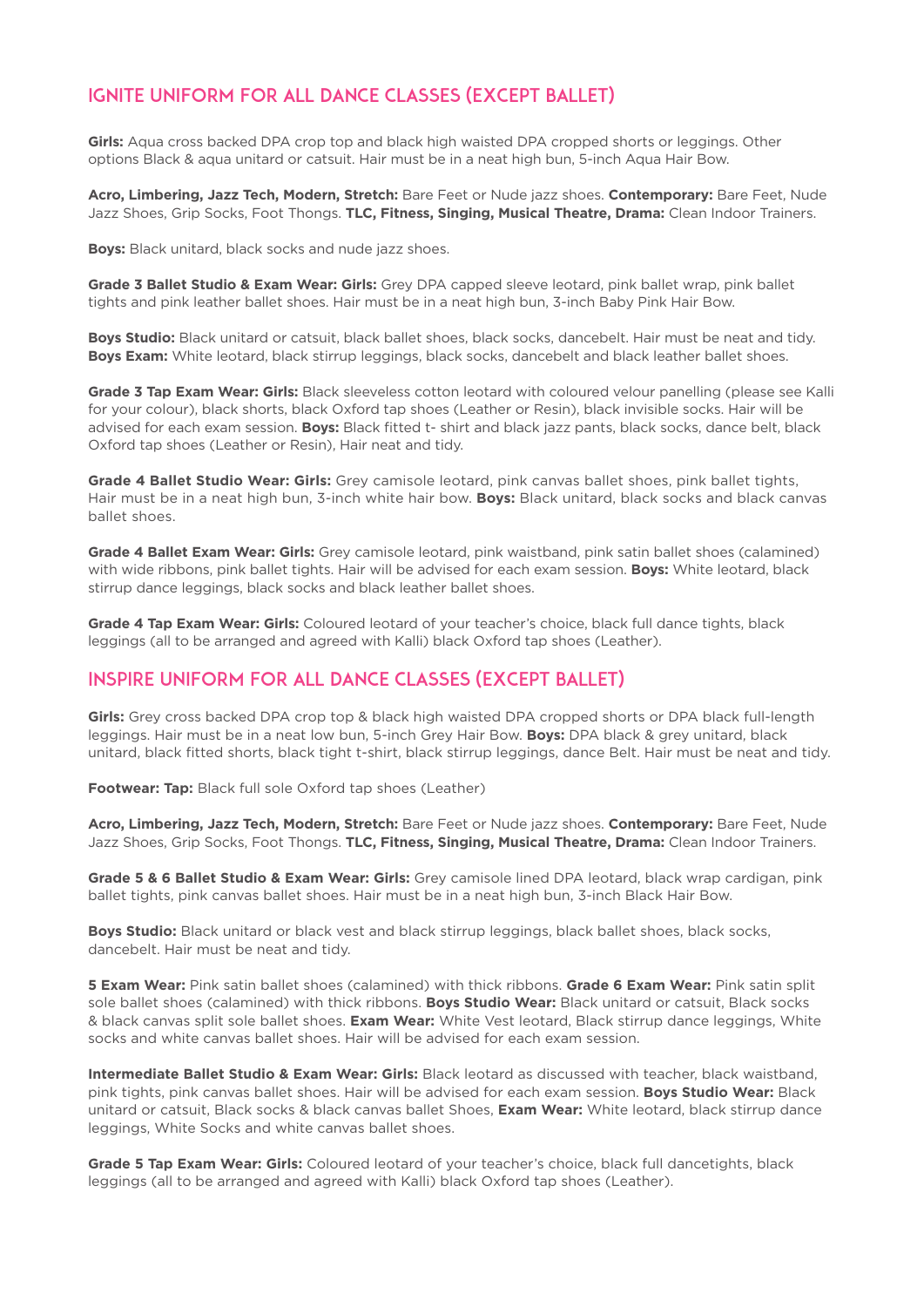## IGNITE UNIFORM FOR ALL DANCE CLASSES (EXCEPT BALLET)

**Girls:** Aqua cross backed DPA crop top and black high waisted DPA cropped shorts or leggings. Other options Black & aqua unitard or catsuit. Hair must be in a neat high bun, 5-inch Aqua Hair Bow.

**Acro, Limbering, Jazz Tech, Modern, Stretch:** Bare Feet or Nude jazz shoes. **Contemporary:** Bare Feet, Nude Jazz Shoes, Grip Socks, Foot Thongs. **TLC, Fitness, Singing, Musical Theatre, Drama:** Clean Indoor Trainers.

**Boys:** Black unitard, black socks and nude jazz shoes.

**Grade 3 Ballet Studio & Exam Wear: Girls:** Grey DPA capped sleeve leotard, pink ballet wrap, pink ballet tights and pink leather ballet shoes. Hair must be in a neat high bun, 3-inch Baby Pink Hair Bow.

**Boys Studio:** Black unitard or catsuit, black ballet shoes, black socks, dancebelt. Hair must be neat and tidy. **Boys Exam:** White leotard, black stirrup leggings, black socks, dancebelt and black leather ballet shoes.

**Grade 3 Tap Exam Wear: Girls:** Black sleeveless cotton leotard with coloured velour panelling (please see Kalli for your colour), black shorts, black Oxford tap shoes (Leather or Resin), black invisible socks. Hair will be advised for each exam session. **Boys:** Black fitted t- shirt and black jazz pants, black socks, dance belt, black Oxford tap shoes (Leather or Resin), Hair neat and tidy.

**Grade 4 Ballet Studio Wear: Girls:** Grey camisole leotard, pink canvas ballet shoes, pink ballet tights, Hair must be in a neat high bun, 3-inch white hair bow. **Boys:** Black unitard, black socks and black canvas ballet shoes.

**Grade 4 Ballet Exam Wear: Girls:** Grey camisole leotard, pink waistband, pink satin ballet shoes (calamined) with wide ribbons, pink ballet tights. Hair will be advised for each exam session. **Boys:** White leotard, black stirrup dance leggings, black socks and black leather ballet shoes.

**Grade 4 Tap Exam Wear: Girls:** Coloured leotard of your teacher's choice, black full dance tights, black leggings (all to be arranged and agreed with Kalli) black Oxford tap shoes (Leather).

## INSPIRE UNIFORM FOR ALL DANCE CLASSES (EXCEPT BALLET)

**Girls:** Grey cross backed DPA crop top & black high waisted DPA cropped shorts or DPA black full-length leggings. Hair must be in a neat low bun, 5-inch Grey Hair Bow. **Boys:** DPA black & grey unitard, black unitard, black fitted shorts, black tight t-shirt, black stirrup leggings, dance Belt. Hair must be neat and tidy.

**Footwear: Tap:** Black full sole Oxford tap shoes (Leather)

**Acro, Limbering, Jazz Tech, Modern, Stretch:** Bare Feet or Nude jazz shoes. **Contemporary:** Bare Feet, Nude Jazz Shoes, Grip Socks, Foot Thongs. **TLC, Fitness, Singing, Musical Theatre, Drama:** Clean Indoor Trainers.

**Grade 5 & 6 Ballet Studio & Exam Wear: Girls:** Grey camisole lined DPA leotard, black wrap cardigan, pink ballet tights, pink canvas ballet shoes. Hair must be in a neat high bun, 3-inch Black Hair Bow.

**Boys Studio:** Black unitard or black vest and black stirrup leggings, black ballet shoes, black socks, dancebelt. Hair must be neat and tidy.

**5 Exam Wear:** Pink satin ballet shoes (calamined) with thick ribbons. **Grade 6 Exam Wear:** Pink satin split sole ballet shoes (calamined) with thick ribbons. **Boys Studio Wear:** Black unitard or catsuit, Black socks & black canvas split sole ballet shoes. **Exam Wear:** White Vest leotard, Black stirrup dance leggings, White socks and white canvas ballet shoes. Hair will be advised for each exam session.

**Intermediate Ballet Studio & Exam Wear: Girls:** Black leotard as discussed with teacher, black waistband, pink tights, pink canvas ballet shoes. Hair will be advised for each exam session. **Boys Studio Wear:** Black unitard or catsuit, Black socks & black canvas ballet Shoes, **Exam Wear:** White leotard, black stirrup dance leggings, White Socks and white canvas ballet shoes.

**Grade 5 Tap Exam Wear: Girls:** Coloured leotard of your teacher's choice, black full dancetights, black leggings (all to be arranged and agreed with Kalli) black Oxford tap shoes (Leather).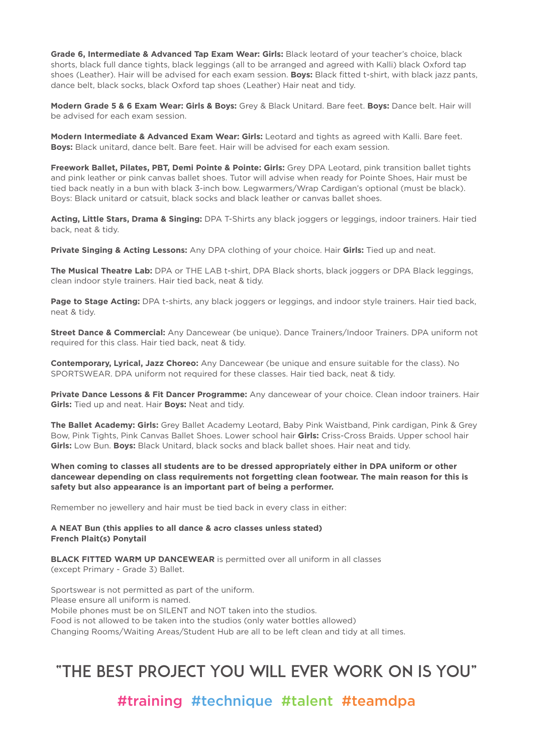**Grade 6, Intermediate & Advanced Tap Exam Wear: Girls:** Black leotard of your teacher's choice, black shorts, black full dance tights, black leggings (all to be arranged and agreed with Kalli) black Oxford tap shoes (Leather). Hair will be advised for each exam session. **Boys:** Black fitted t-shirt, with black jazz pants, dance belt, black socks, black Oxford tap shoes (Leather) Hair neat and tidy.

**Modern Grade 5 & 6 Exam Wear: Girls & Boys:** Grey & Black Unitard. Bare feet. **Boys:** Dance belt. Hair will be advised for each exam session.

**Modern Intermediate & Advanced Exam Wear: Girls:** Leotard and tights as agreed with Kalli. Bare feet. **Boys:** Black unitard, dance belt. Bare feet. Hair will be advised for each exam session.

**Freework Ballet, Pilates, PBT, Demi Pointe & Pointe: Girls:** Grey DPA Leotard, pink transition ballet tights and pink leather or pink canvas ballet shoes. Tutor will advise when ready for Pointe Shoes, Hair must be tied back neatly in a bun with black 3-inch bow. Legwarmers/Wrap Cardigan's optional (must be black). Boys: Black unitard or catsuit, black socks and black leather or canvas ballet shoes.

**Acting, Little Stars, Drama & Singing:** DPA T-Shirts any black joggers or leggings, indoor trainers. Hair tied back, neat & tidy.

**Private Singing & Acting Lessons:** Any DPA clothing of your choice. Hair **Girls:** Tied up and neat.

**The Musical Theatre Lab:** DPA or THE LAB t-shirt, DPA Black shorts, black joggers or DPA Black leggings, clean indoor style trainers. Hair tied back, neat & tidy.

**Page to Stage Acting:** DPA t-shirts, any black joggers or leggings, and indoor style trainers. Hair tied back, neat & tidy.

**Street Dance & Commercial:** Any Dancewear (be unique). Dance Trainers/Indoor Trainers. DPA uniform not required for this class. Hair tied back, neat & tidy.

**Contemporary, Lyrical, Jazz Choreo:** Any Dancewear (be unique and ensure suitable for the class). No SPORTSWEAR. DPA uniform not required for these classes. Hair tied back, neat & tidy.

**Private Dance Lessons & Fit Dancer Programme:** Any dancewear of your choice. Clean indoor trainers. Hair **Girls:** Tied up and neat. Hair **Boys:** Neat and tidy.

**The Ballet Academy: Girls:** Grey Ballet Academy Leotard, Baby Pink Waistband, Pink cardigan, Pink & Grey Bow, Pink Tights, Pink Canvas Ballet Shoes. Lower school hair **Girls:** Criss-Cross Braids. Upper school hair **Girls:** Low Bun. **Boys:** Black Unitard, black socks and black ballet shoes. Hair neat and tidy.

**When coming to classes all students are to be dressed appropriately either in DPA uniform or other dancewear depending on class requirements not forgetting clean footwear. The main reason for this is safety but also appearance is an important part of being a performer.**

Remember no jewellery and hair must be tied back in every class in either:

**A NEAT Bun (this applies to all dance & acro classes unless stated)**
**French Plait(s) Ponytail**

**BLACK FITTED WARM UP DANCEWEAR** is permitted over all uniform in all classes (except Primary - Grade 3) Ballet.

Sportswear is not permitted as part of the uniform.
Please ensure all uniform is named.
Mobile phones must be on SILENT and NOT taken into the studios.
Food is not allowed to be taken into the studios (only water bottles allowed)
Changing Rooms/Waiting Areas/Student Hub are all to be left clean and tidy at all times.

## "THE BEST PROJECT YOU WILL EVER WORK ON IS YOU"

#training #technique #talent #teamdpa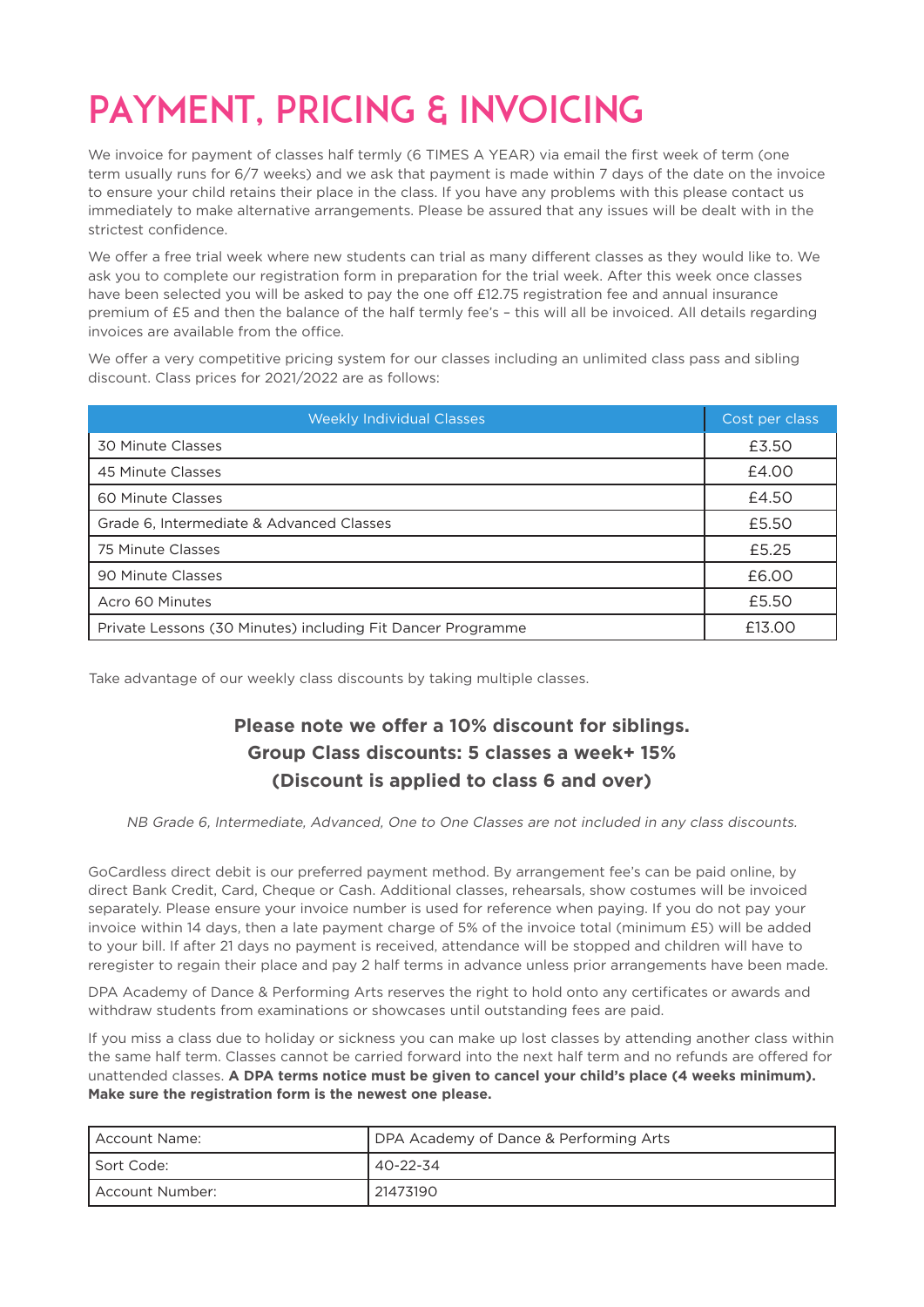# PAYMENT, PRICING & INVOICING

We invoice for payment of classes half termly (6 TIMES A YEAR) via email the first week of term (one term usually runs for 6/7 weeks) and we ask that payment is made within 7 days of the date on the invoice to ensure your child retains their place in the class. If you have any problems with this please contact us immediately to make alternative arrangements. Please be assured that any issues will be dealt with in the strictest confidence.

We offer a free trial week where new students can trial as many different classes as they would like to. We ask you to complete our registration form in preparation for the trial week. After this week once classes have been selected you will be asked to pay the one off £12.75 registration fee and annual insurance premium of £5 and then the balance of the half termly fee's – this will all be invoiced. All details regarding invoices are available from the office.

We offer a very competitive pricing system for our classes including an unlimited class pass and sibling discount. Class prices for 2021/2022 are as follows:

| Weekly Individual Classes | Cost per class |
|---|---|
| 30 Minute Classes | £3.50 |
| 45 Minute Classes | £4.00 |
| 60 Minute Classes | £4.50 |
| Grade 6, Intermediate & Advanced Classes | £5.50 |
| 75 Minute Classes | £5.25 |
| 90 Minute Classes | £6.00 |
| Acro 60 Minutes | £5.50 |
| Private Lessons (30 Minutes) including Fit Dancer Programme | £13.00 |

Take advantage of our weekly class discounts by taking multiple classes.

**Please note we offer a 10% discount for siblings.**
**Group Class discounts: 5 classes a week+ 15%**
**(Discount is applied to class 6 and over)**

*NB Grade 6, Intermediate, Advanced, One to One Classes are not included in any class discounts.*

GoCardless direct debit is our preferred payment method. By arrangement fee's can be paid online, by direct Bank Credit, Card, Cheque or Cash. Additional classes, rehearsals, show costumes will be invoiced separately. Please ensure your invoice number is used for reference when paying. If you do not pay your invoice within 14 days, then a late payment charge of 5% of the invoice total (minimum £5) will be added to your bill. If after 21 days no payment is received, attendance will be stopped and children will have to reregister to regain their place and pay 2 half terms in advance unless prior arrangements have been made.

DPA Academy of Dance & Performing Arts reserves the right to hold onto any certificates or awards and withdraw students from examinations or showcases until outstanding fees are paid.

If you miss a class due to holiday or sickness you can make up lost classes by attending another class within the same half term. Classes cannot be carried forward into the next half term and no refunds are offered for unattended classes. **A DPA terms notice must be given to cancel your child's place (4 weeks minimum). Make sure the registration form is the newest one please.**

| Account Name: | DPA Academy of Dance & Performing Arts |
|---|---|
| Sort Code: | 40-22-34 |
| Account Number: | 21473190 |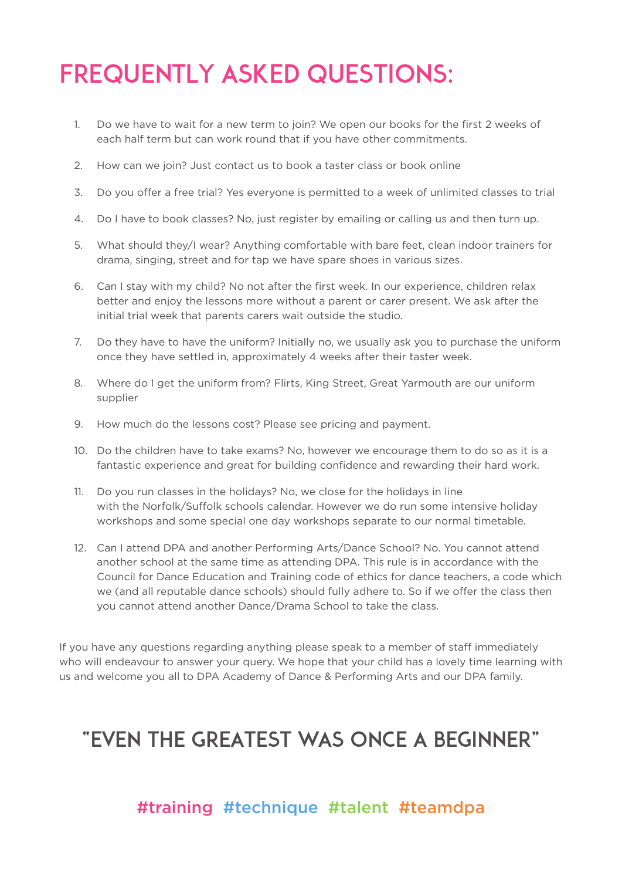# FREQUENTLY ASKED QUESTIONS:

1. Do we have to wait for a new term to join? We open our books for the first 2 weeks of each half term but can work round that if you have other commitments.

2. How can we join? Just contact us to book a taster class or book online

3. Do you offer a free trial? Yes everyone is permitted to a week of unlimited classes to trial

4. Do I have to book classes? No, just register by emailing or calling us and then turn up.

5. What should they/I wear? Anything comfortable with bare feet, clean indoor trainers for drama, singing, street and for tap we have spare shoes in various sizes.

6. Can I stay with my child? No not after the first week. In our experience, children relax better and enjoy the lessons more without a parent or carer present. We ask after the initial trial week that parents carers wait outside the studio.

7. Do they have to have the uniform? Initially no, we usually ask you to purchase the uniform once they have settled in, approximately 4 weeks after their taster week.

8. Where do I get the uniform from? Flirts, King Street, Great Yarmouth are our uniform supplier

9. How much do the lessons cost? Please see pricing and payment.

10. Do the children have to take exams? No, however we encourage them to do so as it is a fantastic experience and great for building confidence and rewarding their hard work.

11. Do you run classes in the holidays? No, we close for the holidays in line with the Norfolk/Suffolk schools calendar. However we do run some intensive holiday workshops and some special one day workshops separate to our normal timetable.

12. Can I attend DPA and another Performing Arts/Dance School? No. You cannot attend another school at the same time as attending DPA. This rule is in accordance with the Council for Dance Education and Training code of ethics for dance teachers, a code which we (and all reputable dance schools) should fully adhere to. So if we offer the class then you cannot attend another Dance/Drama School to take the class.

If you have any questions regarding anything please speak to a member of staff immediately who will endeavour to answer your query. We hope that your child has a lovely time learning with us and welcome you all to DPA Academy of Dance & Performing Arts and our DPA family.

## "EVEN THE GREATEST WAS ONCE A BEGINNER"

#training #technique #talent #teamdpa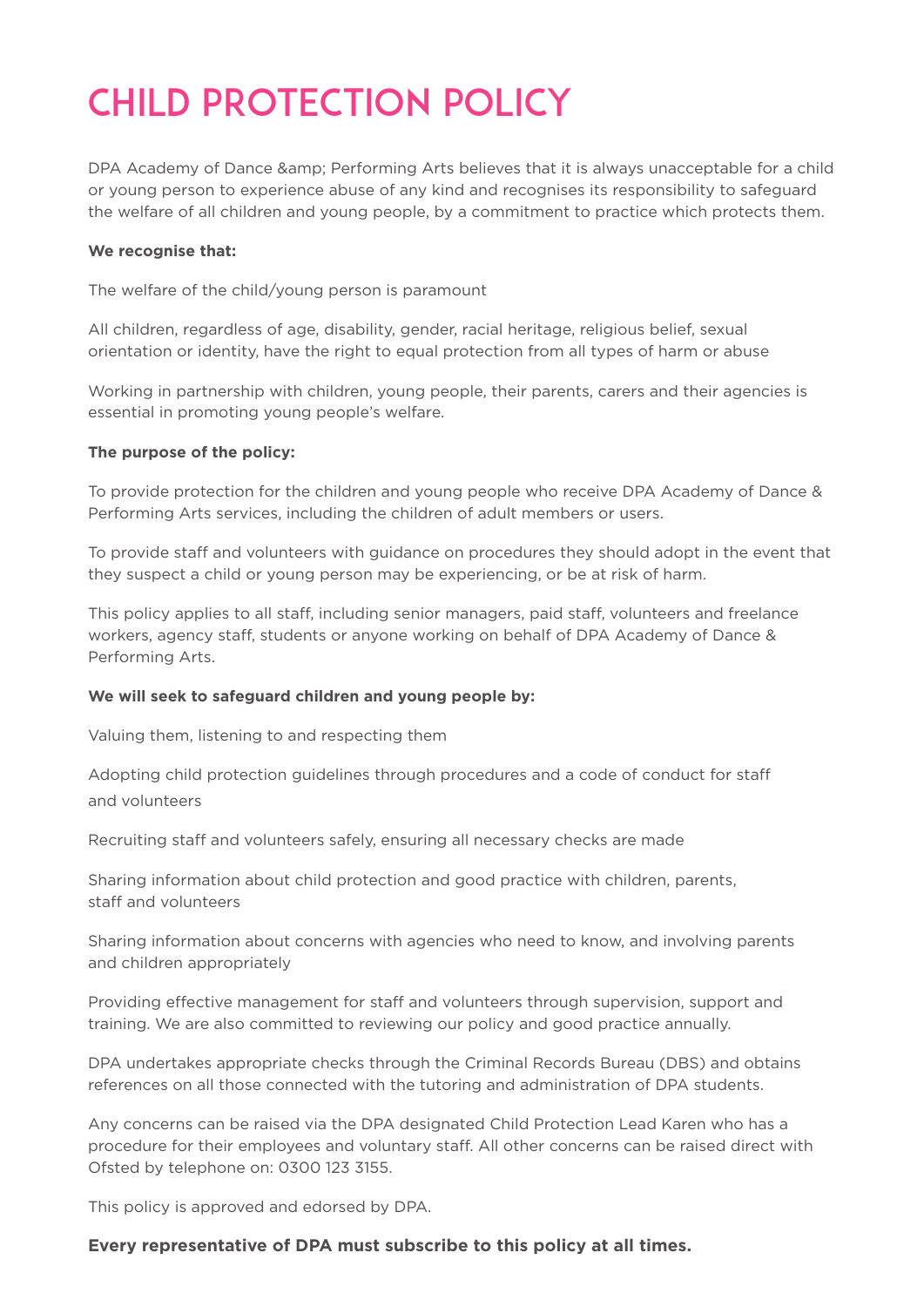# CHILD PROTECTION POLICY

DPA Academy of Dance &amp; Performing Arts believes that it is always unacceptable for a child or young person to experience abuse of any kind and recognises its responsibility to safeguard the welfare of all children and young people, by a commitment to practice which protects them.

**We recognise that:**

The welfare of the child/young person is paramount

All children, regardless of age, disability, gender, racial heritage, religious belief, sexual orientation or identity, have the right to equal protection from all types of harm or abuse

Working in partnership with children, young people, their parents, carers and their agencies is essential in promoting young people's welfare.

**The purpose of the policy:**

To provide protection for the children and young people who receive DPA Academy of Dance & Performing Arts services, including the children of adult members or users.

To provide staff and volunteers with guidance on procedures they should adopt in the event that they suspect a child or young person may be experiencing, or be at risk of harm.

This policy applies to all staff, including senior managers, paid staff, volunteers and freelance workers, agency staff, students or anyone working on behalf of DPA Academy of Dance & Performing Arts.

**We will seek to safeguard children and young people by:**

Valuing them, listening to and respecting them

Adopting child protection guidelines through procedures and a code of conduct for staff and volunteers

Recruiting staff and volunteers safely, ensuring all necessary checks are made

Sharing information about child protection and good practice with children, parents, staff and volunteers

Sharing information about concerns with agencies who need to know, and involving parents and children appropriately

Providing effective management for staff and volunteers through supervision, support and training. We are also committed to reviewing our policy and good practice annually.

DPA undertakes appropriate checks through the Criminal Records Bureau (DBS) and obtains references on all those connected with the tutoring and administration of DPA students.

Any concerns can be raised via the DPA designated Child Protection Lead Karen who has a procedure for their employees and voluntary staff. All other concerns can be raised direct with Ofsted by telephone on: 0300 123 3155.

This policy is approved and edorsed by DPA.

**Every representative of DPA must subscribe to this policy at all times.**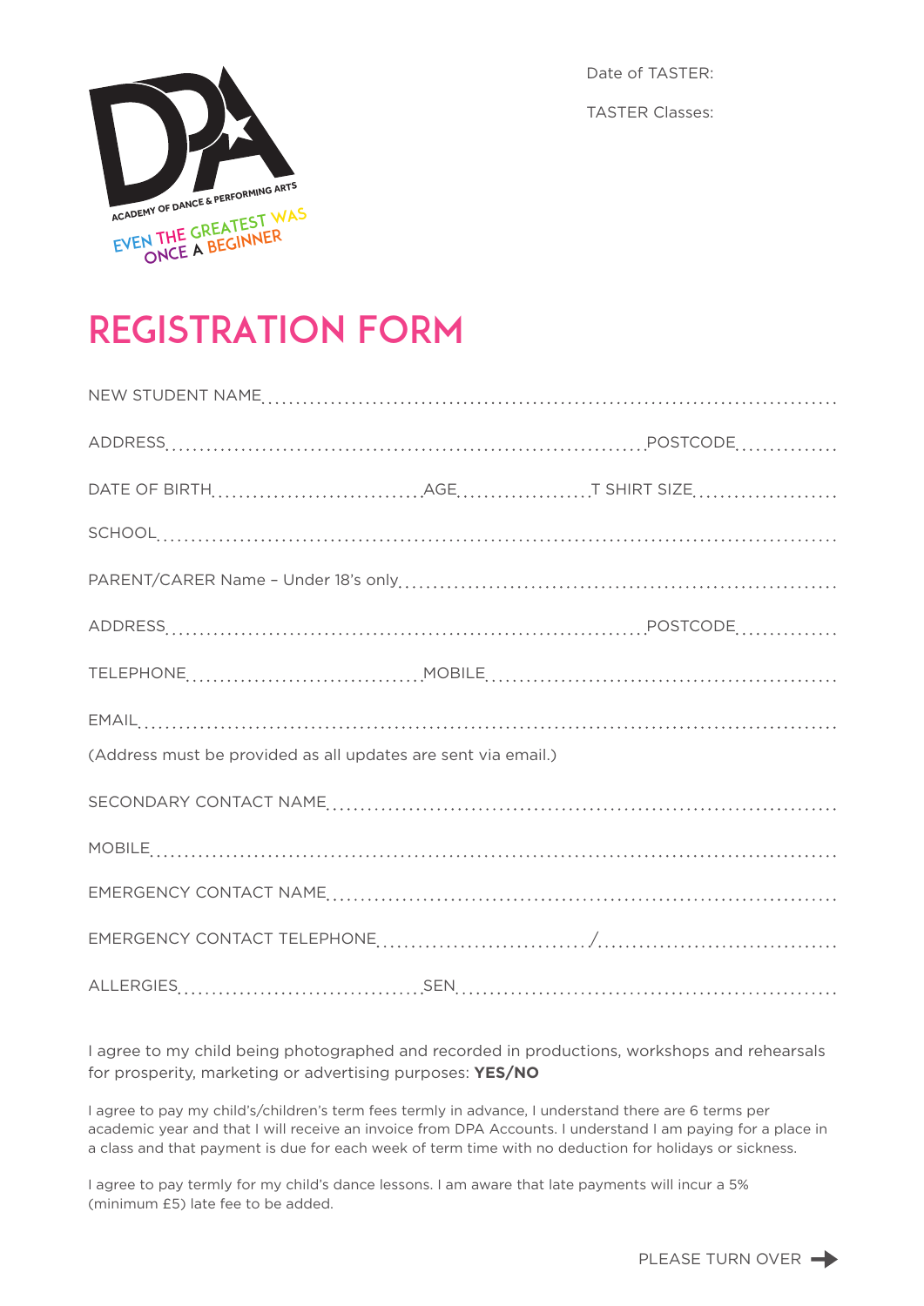DPA

ACADEMY OF DANCE & PERFORMING ARTS

EVEN THE GREATEST WAS ONCE A BEGINNER

Date of TASTER:

TASTER Classes:

# REGISTRATION FORM

NEW STUDENT NAME........................................................................................

ADDRESS........................................................................ POSTCODE..............

DATE OF BIRTH.............................. AGE.................... T SHIRT SIZE....................

SCHOOL.........................................................................................................

PARENT/CARER Name – Under 18's only..........................................................

ADDRESS........................................................................ POSTCODE..............

TELEPHONE................................. MOBILE.....................................................

EMAIL.............................................................................................................

(Address must be provided as all updates are sent via email.)

SECONDARY CONTACT NAME............................................................................

MOBILE...........................................................................................................

EMERGENCY CONTACT NAME............................................................................

EMERGENCY CONTACT TELEPHONE............................./..................................

ALLERGIES.................................. SEN.......................................................

I agree to my child being photographed and recorded in productions, workshops and rehearsals for prosperity, marketing or advertising purposes: **YES/NO**

I agree to pay my child's/children's term fees termly in advance, I understand there are 6 terms per academic year and that I will receive an invoice from DPA Accounts. I understand I am paying for a place in a class and that payment is due for each week of term time with no deduction for holidays or sickness.

I agree to pay termly for my child's dance lessons. I am aware that late payments will incur a 5% (minimum £5) late fee to be added.

PLEASE TURN OVER →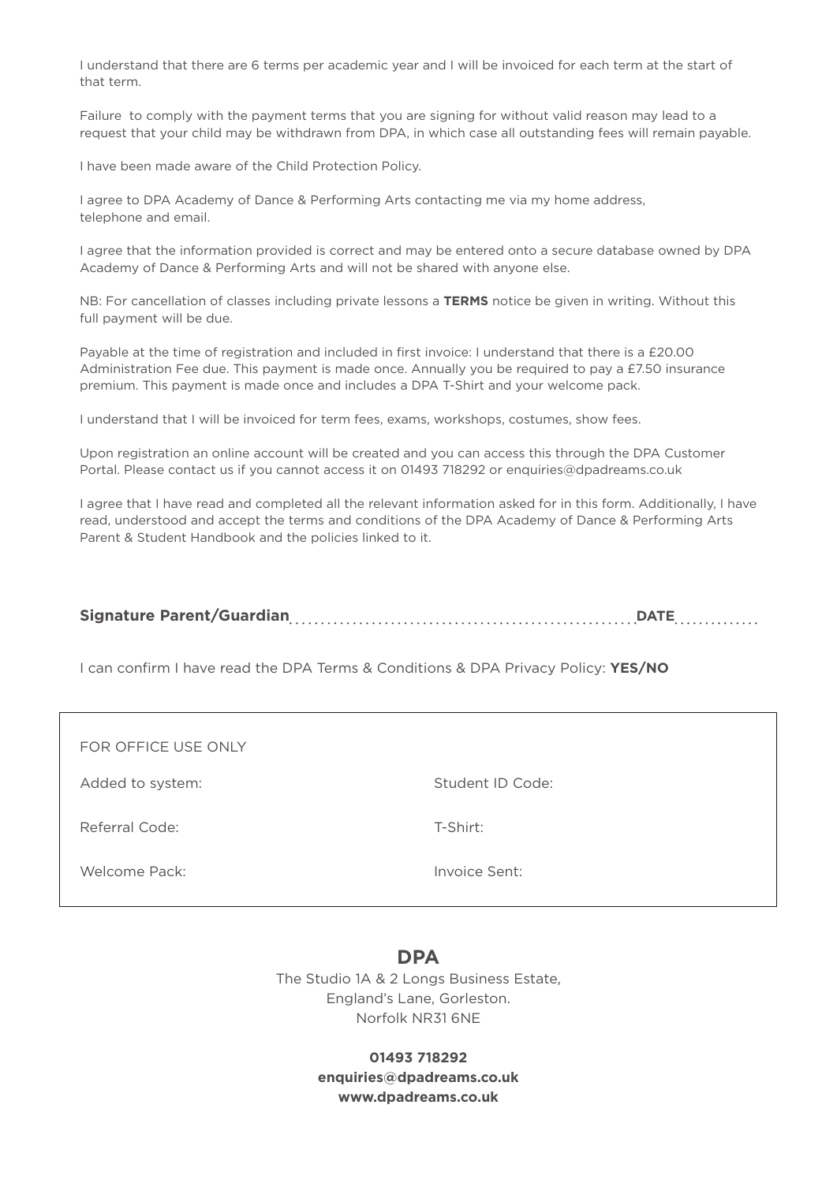I understand that there are 6 terms per academic year and I will be invoiced for each term at the start of that term.

Failure to comply with the payment terms that you are signing for without valid reason may lead to a request that your child may be withdrawn from DPA, in which case all outstanding fees will remain payable.

I have been made aware of the Child Protection Policy.

I agree to DPA Academy of Dance & Performing Arts contacting me via my home address, telephone and email.

I agree that the information provided is correct and may be entered onto a secure database owned by DPA Academy of Dance & Performing Arts and will not be shared with anyone else.

NB: For cancellation of classes including private lessons a **TERMS** notice be given in writing. Without this full payment will be due.

Payable at the time of registration and included in first invoice: I understand that there is a £20.00 Administration Fee due. This payment is made once. Annually you be required to pay a £7.50 insurance premium. This payment is made once and includes a DPA T-Shirt and your welcome pack.

I understand that I will be invoiced for term fees, exams, workshops, costumes, show fees.

Upon registration an online account will be created and you can access this through the DPA Customer Portal. Please contact us if you cannot access it on 01493 718292 or enquiries@dpadreams.co.uk

I agree that I have read and completed all the relevant information asked for in this form. Additionally, I have read, understood and accept the terms and conditions of the DPA Academy of Dance & Performing Arts Parent & Student Handbook and the policies linked to it.

**Signature Parent/Guardian**....................................................**DATE**.............

I can confirm I have read the DPA Terms & Conditions & DPA Privacy Policy: **YES/NO**

| | |
|---|---|
| FOR OFFICE USE ONLY | |
| Added to system: | Student ID Code: |
| Referral Code: | T-Shirt: |
| Welcome Pack: | Invoice Sent: |

## DPA

The Studio 1A & 2 Longs Business Estate,
England's Lane, Gorleston.
Norfolk NR31 6NE

**01493 718292**
**enquiries@dpadreams.co.uk**
**www.dpadreams.co.uk**